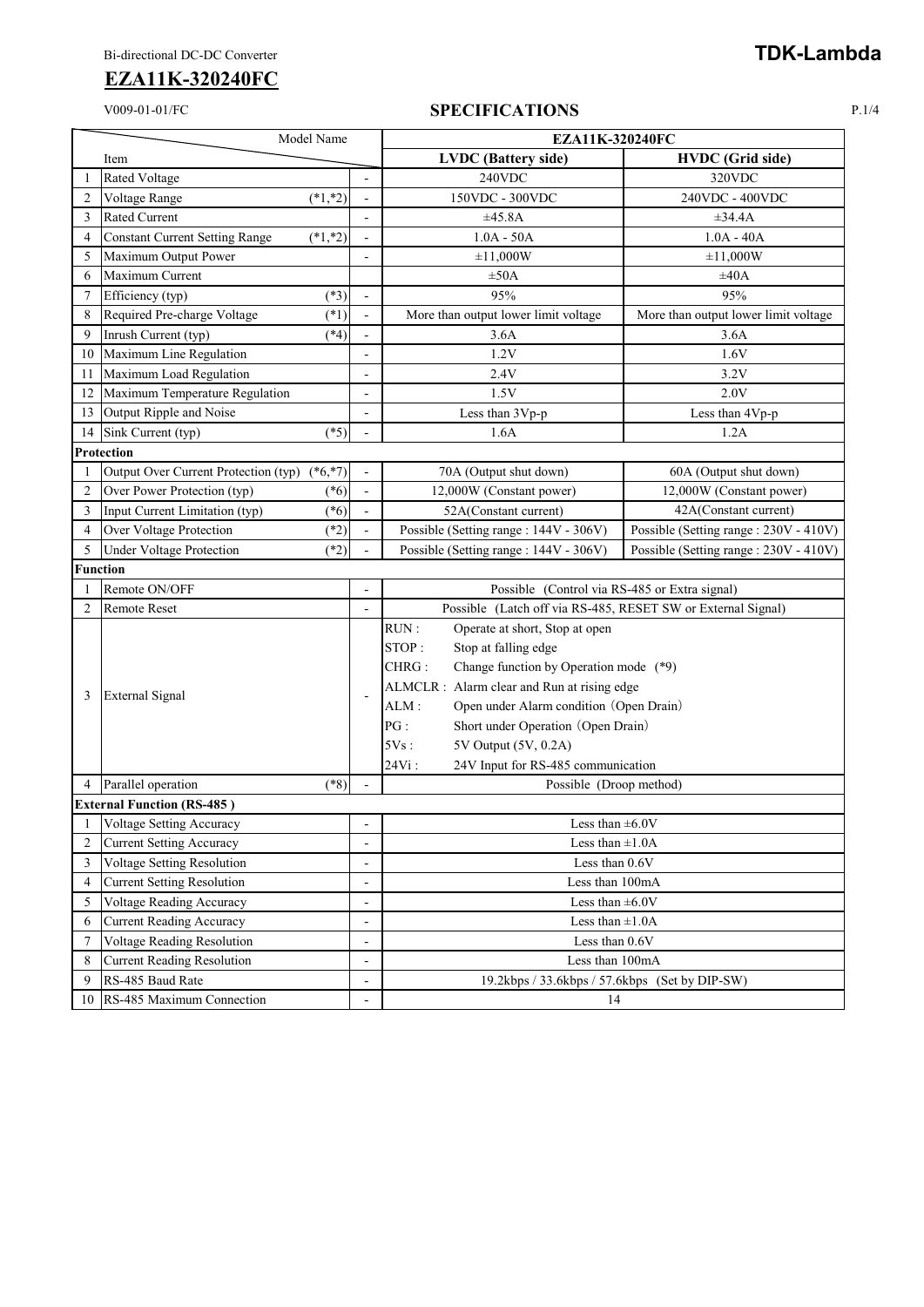Bi-directional DC-DC Converter

**TDK-Lambda**

# EZA11K-320240FC

V009-01-01/FC

## SPECIFICATIONS

| | Item | | Model Name: EZA11K-320240FC LVDC (Battery side) | HVDC (Grid side) |
|---|---|---|---|---|
| 1 | Rated Voltage | - | 240VDC | 320VDC |
| 2 | Voltage Range (*1,*2) | - | 150VDC - 300VDC | 240VDC - 400VDC |
| 3 | Rated Current | - | ±45.8A | ±34.4A |
| 4 | Constant Current Setting Range (*1,*2) | - | 1.0A - 50A | 1.0A - 40A |
| 5 | Maximum Output Power | - | ±11,000W | ±11,000W |
| 6 | Maximum Current | | ±50A | ±40A |
| 7 | Efficiency (typ) (*3) | - | 95% | 95% |
| 8 | Required Pre-charge Voltage (*1) | - | More than output lower limit voltage | More than output lower limit voltage |
| 9 | Inrush Current (typ) (*4) | - | 3.6A | 3.6A |
| 10 | Maximum Line Regulation | - | 1.2V | 1.6V |
| 11 | Maximum Load Regulation | - | 2.4V | 3.2V |
| 12 | Maximum Temperature Regulation | - | 1.5V | 2.0V |
| 13 | Output Ripple and Noise | - | Less than 3Vp-p | Less than 4Vp-p |
| 14 | Sink Current (typ) (*5) | - | 1.6A | 1.2A |
| **Protection** | | | | |
| 1 | Output Over Current Protection (typ) (*6,*7) | - | 70A (Output shut down) | 60A (Output shut down) |
| 2 | Over Power Protection (typ) (*6) | - | 12,000W (Constant power) | 12,000W (Constant power) |
| 3 | Input Current Limitation (typ) (*6) | - | 52A(Constant current) | 42A(Constant current) |
| 4 | Over Voltage Protection (*2) | - | Possible (Setting range : 144V - 306V) | Possible (Setting range : 230V - 410V) |
| 5 | Under Voltage Protection (*2) | - | Possible (Setting range : 144V - 306V) | Possible (Setting range : 230V - 410V) |
| **Function** | | | | |
| 1 | Remote ON/OFF | - | Possible (Control via RS-485 or Extra signal) | |
| 2 | Remote Reset | - | Possible (Latch off via RS-485, RESET SW or External Signal) | |
| 3 | External Signal | - | RUN : Operate at short, Stop at open<br>STOP : Stop at falling edge<br>CHRG : Change function by Operation mode (*9)<br>ALMCLR : Alarm clear and Run at rising edge<br>ALM : Open under Alarm condition (Open Drain)<br>PG : Short under Operation (Open Drain)<br>5Vs : 5V Output (5V, 0.2A)<br>24Vi : 24V Input for RS-485 communication | |
| 4 | Parallel operation (*8) | - | Possible (Droop method) | |
| **External Function (RS-485 )** | | | | |
| 1 | Voltage Setting Accuracy | - | Less than ±6.0V | |
| 2 | Current Setting Accuracy | - | Less than ±1.0A | |
| 3 | Voltage Setting Resolution | - | Less than 0.6V | |
| 4 | Current Setting Resolution | - | Less than 100mA | |
| 5 | Voltage Reading Accuracy | - | Less than ±6.0V | |
| 6 | Current Reading Accuracy | - | Less than ±1.0A | |
| 7 | Voltage Reading Resolution | - | Less than 0.6V | |
| 8 | Current Reading Resolution | - | Less than 100mA | |
| 9 | RS-485 Baud Rate | - | 19.2kbps / 33.6kbps / 57.6kbps (Set by DIP-SW) | |
| 10 | RS-485 Maximum Connection | - | 14 | |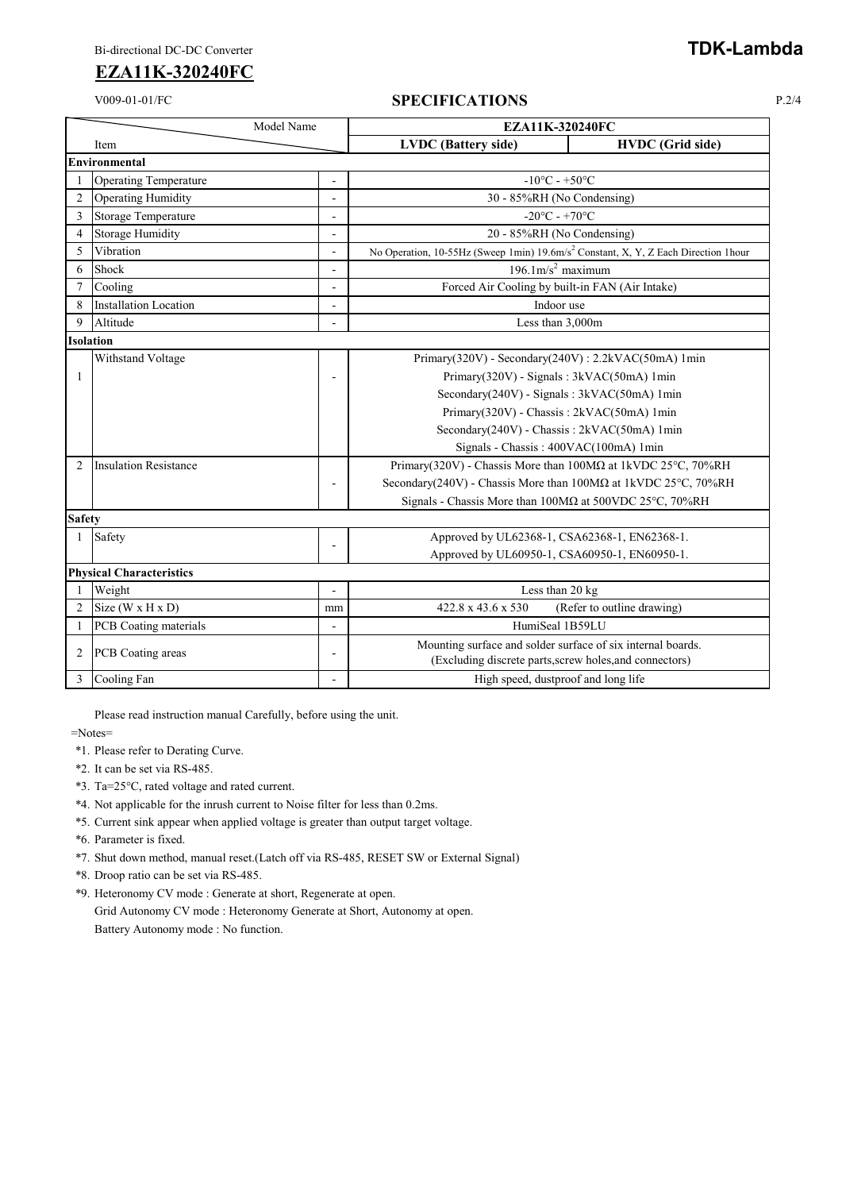Bi-directional DC-DC Converter

# EZA11K-320240FC

V009-01-01/FC

## SPECIFICATIONS

| | Item / Model Name | | EZA11K-320240FC | |
|---|---|---|---|---|
| | | | **LVDC (Battery side)** | **HVDC (Grid side)** |
| **Environmental** | | | | |
| 1 | Operating Temperature | - | -10°C - +50°C | |
| 2 | Operating Humidity | - | 30 - 85%RH (No Condensing) | |
| 3 | Storage Temperature | - | -20°C - +70°C | |
| 4 | Storage Humidity | - | 20 - 85%RH (No Condensing) | |
| 5 | Vibration | - | No Operation, 10-55Hz (Sweep 1min) 19.6m/s$^2$ Constant, X, Y, Z Each Direction 1hour | |
| 6 | Shock | - | 196.1m/s$^2$ maximum | |
| 7 | Cooling | - | Forced Air Cooling by built-in FAN (Air Intake) | |
| 8 | Installation Location | - | Indoor use | |
| 9 | Altitude | - | Less than 3,000m | |
| **Isolation** | | | | |
| 1 | Withstand Voltage | - | Primary(320V) - Secondary(240V) : 2.2kVAC(50mA) 1min<br>Primary(320V) - Signals : 3kVAC(50mA) 1min<br>Secondary(240V) - Signals : 3kVAC(50mA) 1min<br>Primary(320V) - Chassis : 2kVAC(50mA) 1min<br>Secondary(240V) - Chassis : 2kVAC(50mA) 1min<br>Signals - Chassis : 400VAC(100mA) 1min | |
| 2 | Insulation Resistance | - | Primary(320V) - Chassis More than 100MΩ at 1kVDC 25°C, 70%RH<br>Secondary(240V) - Chassis More than 100MΩ at 1kVDC 25°C, 70%RH<br>Signals - Chassis More than 100MΩ at 500VDC 25°C, 70%RH | |
| **Safety** | | | | |
| 1 | Safety | - | Approved by UL62368-1, CSA62368-1, EN62368-1.<br>Approved by UL60950-1, CSA60950-1, EN60950-1. | |
| **Physical Characteristics** | | | | |
| 1 | Weight | - | Less than 20 kg | |
| 2 | Size (W x H x D) | mm | 422.8 x 43.6 x 530 (Refer to outline drawing) | |
| 1 | PCB Coating materials | - | HumiSeal 1B59LU | |
| 2 | PCB Coating areas | - | Mounting surface and solder surface of six internal boards.<br>(Excluding discrete parts,screw holes,and connectors) | |
| 3 | Cooling Fan | - | High speed, dustproof and long life | |

Please read instruction manual Carefully, before using the unit.

=Notes=

*1. Please refer to Derating Curve.

*2. It can be set via RS-485.

*3. Ta=25°C, rated voltage and rated current.

*4. Not applicable for the inrush current to Noise filter for less than 0.2ms.

*5. Current sink appear when applied voltage is greater than output target voltage.

*6. Parameter is fixed.

*7. Shut down method, manual reset.(Latch off via RS-485, RESET SW or External Signal)

*8. Droop ratio can be set via RS-485.

*9. Heteronomy CV mode : Generate at short, Regenerate at open.
Grid Autonomy CV mode : Heteronomy Generate at Short, Autonomy at open.
Battery Autonomy mode : No function.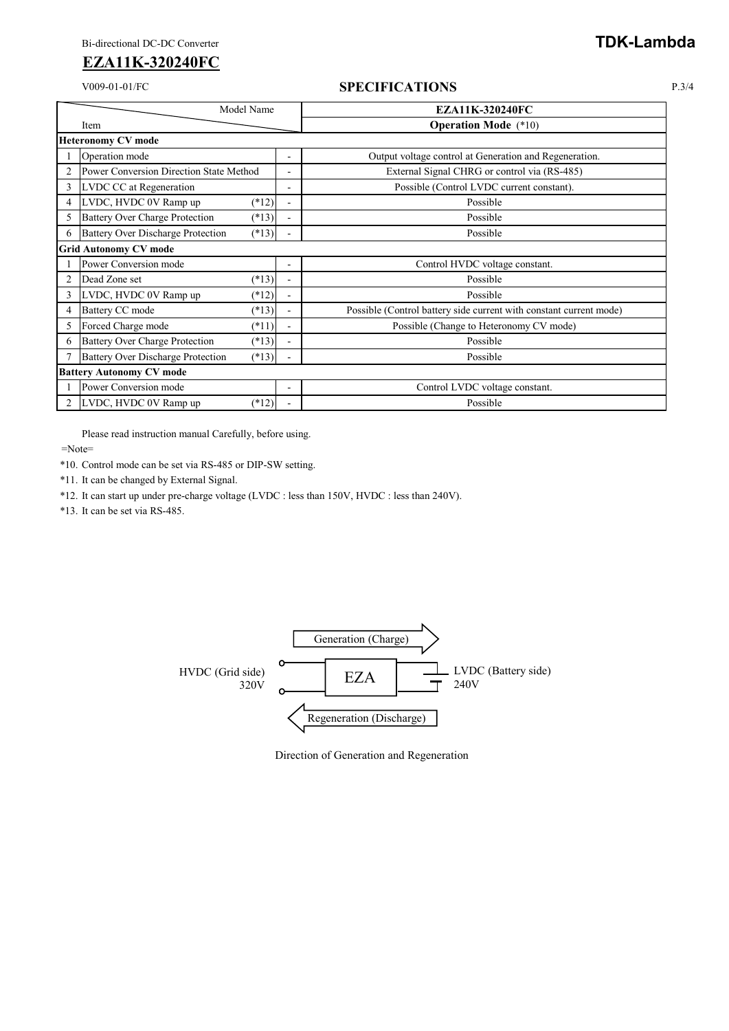Bi-directional DC-DC Converter

**TDK-Lambda**

## EZA11K-320240FC

V009-01-01/FC

### SPECIFICATIONS

| | Item | | | EZA11K-320240FC |
|---|---|---|---|---|
| | | | | **Operation Mode** (*10) |
| **Heteronomy CV mode** | | | | |
| 1 | Operation mode | | - | Output voltage control at Generation and Regeneration. |
| 2 | Power Conversion Direction State Method | | - | External Signal CHRG or control via (RS-485) |
| 3 | LVDC CC at Regeneration | | - | Possible (Control LVDC current constant). |
| 4 | LVDC, HVDC 0V Ramp up | (*12) | - | Possible |
| 5 | Battery Over Charge Protection | (*13) | - | Possible |
| 6 | Battery Over Discharge Protection | (*13) | - | Possible |
| **Grid Autonomy CV mode** | | | | |
| 1 | Power Conversion mode | | - | Control HVDC voltage constant. |
| 2 | Dead Zone set | (*13) | - | Possible |
| 3 | LVDC, HVDC 0V Ramp up | (*12) | - | Possible |
| 4 | Battery CC mode | (*13) | - | Possible (Control battery side current with constant current mode) |
| 5 | Forced Charge mode | (*11) | - | Possible (Change to Heteronomy CV mode) |
| 6 | Battery Over Charge Protection | (*13) | - | Possible |
| 7 | Battery Over Discharge Protection | (*13) | - | Possible |
| **Battery Autonomy CV mode** | | | | |
| 1 | Power Conversion mode | | - | Control LVDC voltage constant. |
| 2 | LVDC, HVDC 0V Ramp up | (*12) | - | Possible |

Please read instruction manual Carefully, before using.

=Note=

*10. Control mode can be set via RS-485 or DIP-SW setting.

*11. It can be changed by External Signal.

*12. It can start up under pre-charge voltage (LVDC : less than 150V, HVDC : less than 240V).

*13. It can be set via RS-485.

Generation (Charge)

HVDC (Grid side) 320V — EZA — LVDC (Battery side) 240V

Regeneration (Discharge)

Direction of Generation and Regeneration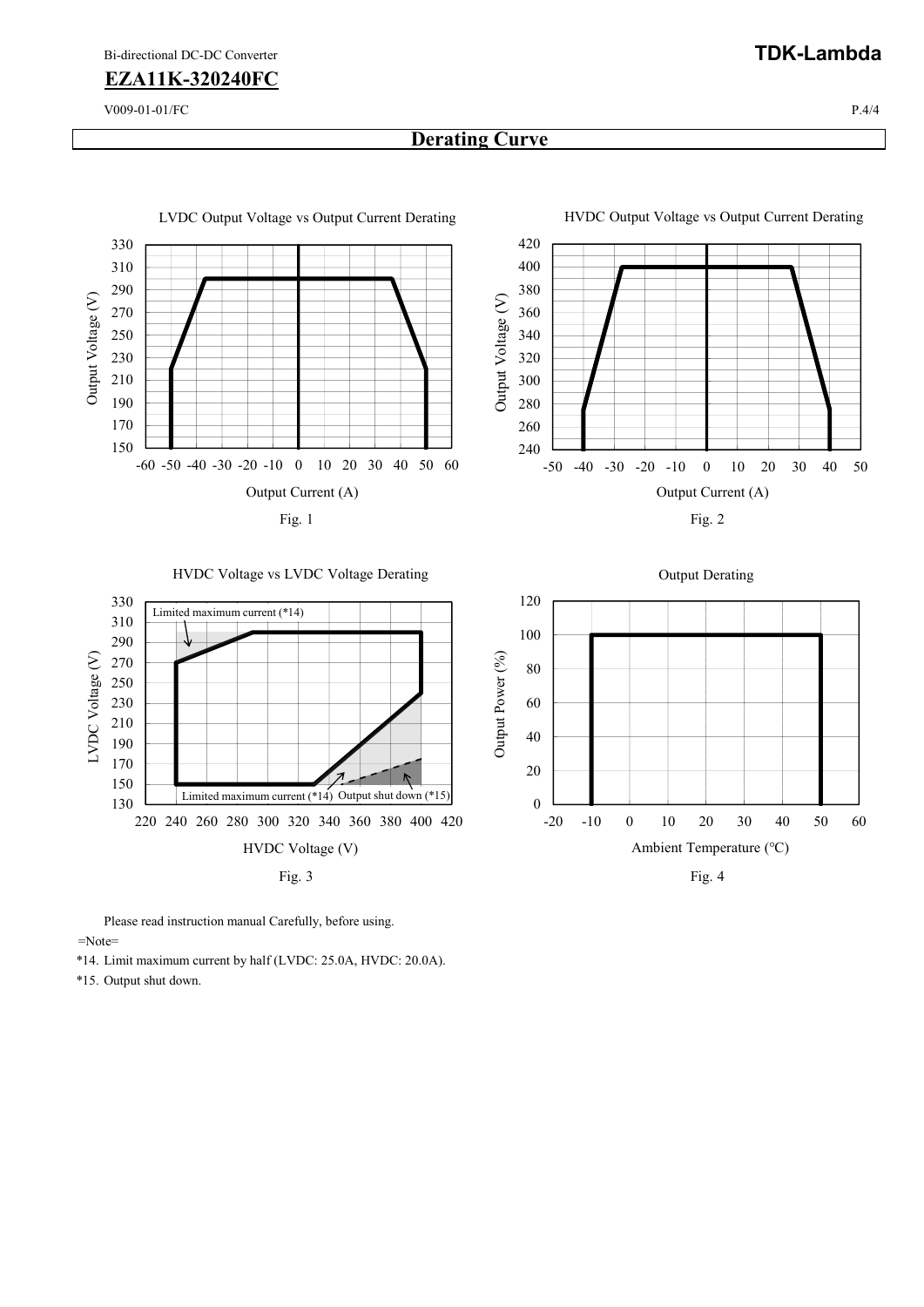Bi-directional DC-DC Converter

**TDK-Lambda**

**EZA11K-320240FC**

V009-01-01/FC

## Derating Curve

LVDC Output Voltage vs Output Current Derating

Output Voltage (V)

330 310 290 270 250 230 210 190 170 150

-60 -50 -40 -30 -20 -10 0 10 20 30 40 50 60

Output Current (A)

Fig. 1

HVDC Output Voltage vs Output Current Derating

Output Voltage (V)

420 400 380 360 340 320 300 280 260 240

-50 -40 -30 -20 -10 0 10 20 30 40 50

Output Current (A)

Fig. 2

HVDC Voltage vs LVDC Voltage Derating

LVDC Voltage (V)

330 310 290 270 250 230 210 190 170 150 130

Limited maximum current (*14)

Limited maximum current (*14)

Output shut down (*15)

220 240 260 280 300 320 340 360 380 400 420

HVDC Voltage (V)

Fig. 3

Output Derating

Output Power (%)

120 100 80 60 40 20 0

-20 -10 0 10 20 30 40 50 60

Ambient Temperature (°C)

Fig. 4

Please read instruction manual Carefully, before using.

=Note=

*14. Limit maximum current by half (LVDC: 25.0A, HVDC: 20.0A).

*15. Output shut down.